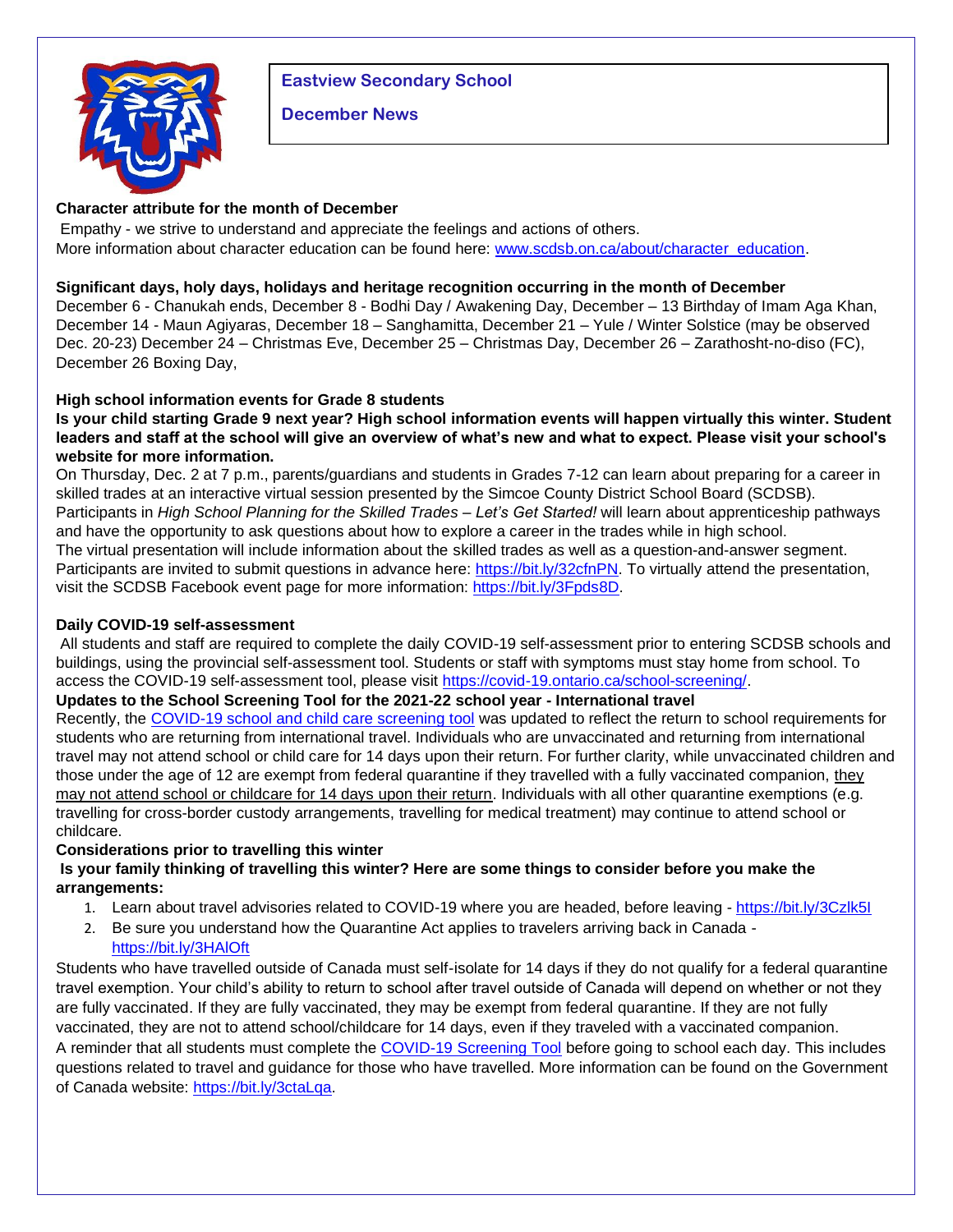# Eastview Secondary School

## December News

### Character attribute for the month of December

Empathy - we strive to understand and appreciate the feelings and actions of others.
More information about character education can be found here: [www.scdsb.on.ca/about/character_education](www.scdsb.on.ca/about/character_education).

### Significant days, holy days, holidays and heritage recognition occurring in the month of December

December 6 - Chanukah ends, December 8 - Bodhi Day / Awakening Day, December – 13 Birthday of Imam Aga Khan, December 14 - Maun Agiyaras, December 18 – Sanghamitta, December 21 – Yule / Winter Solstice (may be observed Dec. 20-23) December 24 – Christmas Eve, December 25 – Christmas Day, December 26 – Zarathosht-no-diso (FC), December 26 Boxing Day,

### High school information events for Grade 8 students

**Is your child starting Grade 9 next year? High school information events will happen virtually this winter. Student leaders and staff at the school will give an overview of what's new and what to expect. Please visit your school's website for more information.**

On Thursday, Dec. 2 at 7 p.m., parents/guardians and students in Grades 7-12 can learn about preparing for a career in skilled trades at an interactive virtual session presented by the Simcoe County District School Board (SCDSB). Participants in *High School Planning for the Skilled Trades – Let's Get Started!* will learn about apprenticeship pathways and have the opportunity to ask questions about how to explore a career in the trades while in high school.
The virtual presentation will include information about the skilled trades as well as a question-and-answer segment. Participants are invited to submit questions in advance here: [https://bit.ly/32cfnPN](https://bit.ly/32cfnPN). To virtually attend the presentation, visit the SCDSB Facebook event page for more information: [https://bit.ly/3Fpds8D](https://bit.ly/3Fpds8D).

### Daily COVID-19 self-assessment

All students and staff are required to complete the daily COVID-19 self-assessment prior to entering SCDSB schools and buildings, using the provincial self-assessment tool. Students or staff with symptoms must stay home from school. To access the COVID-19 self-assessment tool, please visit [https://covid-19.ontario.ca/school-screening/](https://covid-19.ontario.ca/school-screening/).

### Updates to the School Screening Tool for the 2021-22 school year - International travel

Recently, the COVID-19 school and child care screening tool was updated to reflect the return to school requirements for students who are returning from international travel. Individuals who are unvaccinated and returning from international travel may not attend school or child care for 14 days upon their return. For further clarity, while unvaccinated children and those under the age of 12 are exempt from federal quarantine if they travelled with a fully vaccinated companion, they may not attend school or childcare for 14 days upon their return. Individuals with all other quarantine exemptions (e.g. travelling for cross-border custody arrangements, travelling for medical treatment) may continue to attend school or childcare.

### Considerations prior to travelling this winter

**Is your family thinking of travelling this winter? Here are some things to consider before you make the arrangements:**

1. Learn about travel advisories related to COVID-19 where you are headed, before leaving - [https://bit.ly/3Czlk5I](https://bit.ly/3Czlk5I)
2. Be sure you understand how the Quarantine Act applies to travelers arriving back in Canada - [https://bit.ly/3HAlOft](https://bit.ly/3HAlOft)

Students who have travelled outside of Canada must self-isolate for 14 days if they do not qualify for a federal quarantine travel exemption. Your child's ability to return to school after travel outside of Canada will depend on whether or not they are fully vaccinated. If they are fully vaccinated, they may be exempt from federal quarantine. If they are not fully vaccinated, they are not to attend school/childcare for 14 days, even if they traveled with a vaccinated companion.
A reminder that all students must complete the COVID-19 Screening Tool before going to school each day. This includes questions related to travel and guidance for those who have travelled. More information can be found on the Government of Canada website: [https://bit.ly/3ctaLqa](https://bit.ly/3ctaLqa).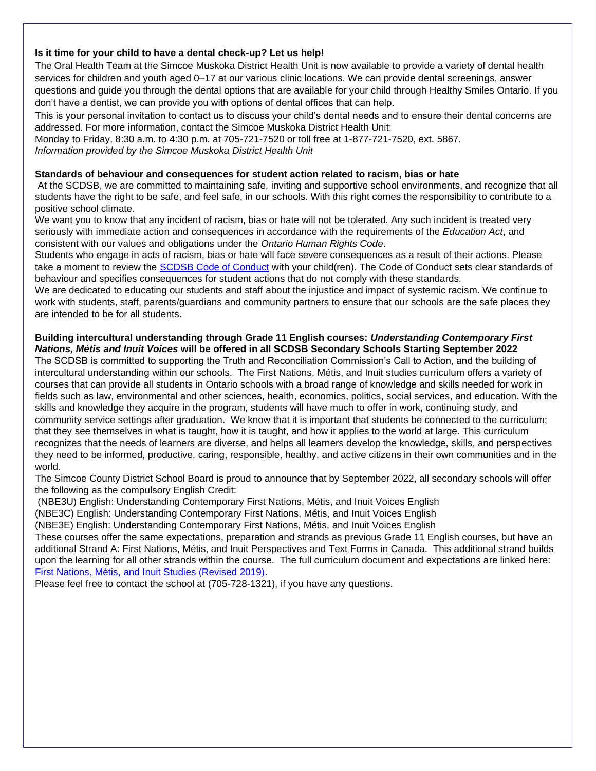**Is it time for your child to have a dental check-up? Let us help!**

The Oral Health Team at the Simcoe Muskoka District Health Unit is now available to provide a variety of dental health services for children and youth aged 0–17 at our various clinic locations. We can provide dental screenings, answer questions and guide you through the dental options that are available for your child through Healthy Smiles Ontario. If you don't have a dentist, we can provide you with options of dental offices that can help.

This is your personal invitation to contact us to discuss your child's dental needs and to ensure their dental concerns are addressed. For more information, contact the Simcoe Muskoka District Health Unit:

Monday to Friday, 8:30 a.m. to 4:30 p.m. at 705-721-7520 or toll free at 1-877-721-7520, ext. 5867.

*Information provided by the Simcoe Muskoka District Health Unit*

**Standards of behaviour and consequences for student action related to racism, bias or hate**

At the SCDSB, we are committed to maintaining safe, inviting and supportive school environments, and recognize that all students have the right to be safe, and feel safe, in our schools. With this right comes the responsibility to contribute to a positive school climate.

We want you to know that any incident of racism, bias or hate will not be tolerated. Any such incident is treated very seriously with immediate action and consequences in accordance with the requirements of the *Education Act*, and consistent with our values and obligations under the *Ontario Human Rights Code*.

Students who engage in acts of racism, bias or hate will face severe consequences as a result of their actions. Please take a moment to review the SCDSB Code of Conduct with your child(ren). The Code of Conduct sets clear standards of behaviour and specifies consequences for student actions that do not comply with these standards.

We are dedicated to educating our students and staff about the injustice and impact of systemic racism. We continue to work with students, staff, parents/guardians and community partners to ensure that our schools are the safe places they are intended to be for all students.

**Building intercultural understanding through Grade 11 English courses: *Understanding Contemporary First Nations, Métis and Inuit Voices* will be offered in all SCDSB Secondary Schools Starting September 2022**

The SCDSB is committed to supporting the Truth and Reconciliation Commission's Call to Action, and the building of intercultural understanding within our schools. The First Nations, Métis, and Inuit studies curriculum offers a variety of courses that can provide all students in Ontario schools with a broad range of knowledge and skills needed for work in fields such as law, environmental and other sciences, health, economics, politics, social services, and education. With the skills and knowledge they acquire in the program, students will have much to offer in work, continuing study, and community service settings after graduation. We know that it is important that students be connected to the curriculum; that they see themselves in what is taught, how it is taught, and how it applies to the world at large. This curriculum recognizes that the needs of learners are diverse, and helps all learners develop the knowledge, skills, and perspectives they need to be informed, productive, caring, responsible, healthy, and active citizens in their own communities and in the world.

The Simcoe County District School Board is proud to announce that by September 2022, all secondary schools will offer the following as the compulsory English Credit:

(NBE3U) English: Understanding Contemporary First Nations, Métis, and Inuit Voices English

(NBE3C) English: Understanding Contemporary First Nations, Métis, and Inuit Voices English

(NBE3E) English: Understanding Contemporary First Nations, Métis, and Inuit Voices English

These courses offer the same expectations, preparation and strands as previous Grade 11 English courses, but have an additional Strand A: First Nations, Métis, and Inuit Perspectives and Text Forms in Canada. This additional strand builds upon the learning for all other strands within the course. The full curriculum document and expectations are linked here: First Nations, Métis, and Inuit Studies (Revised 2019).

Please feel free to contact the school at (705-728-1321), if you have any questions.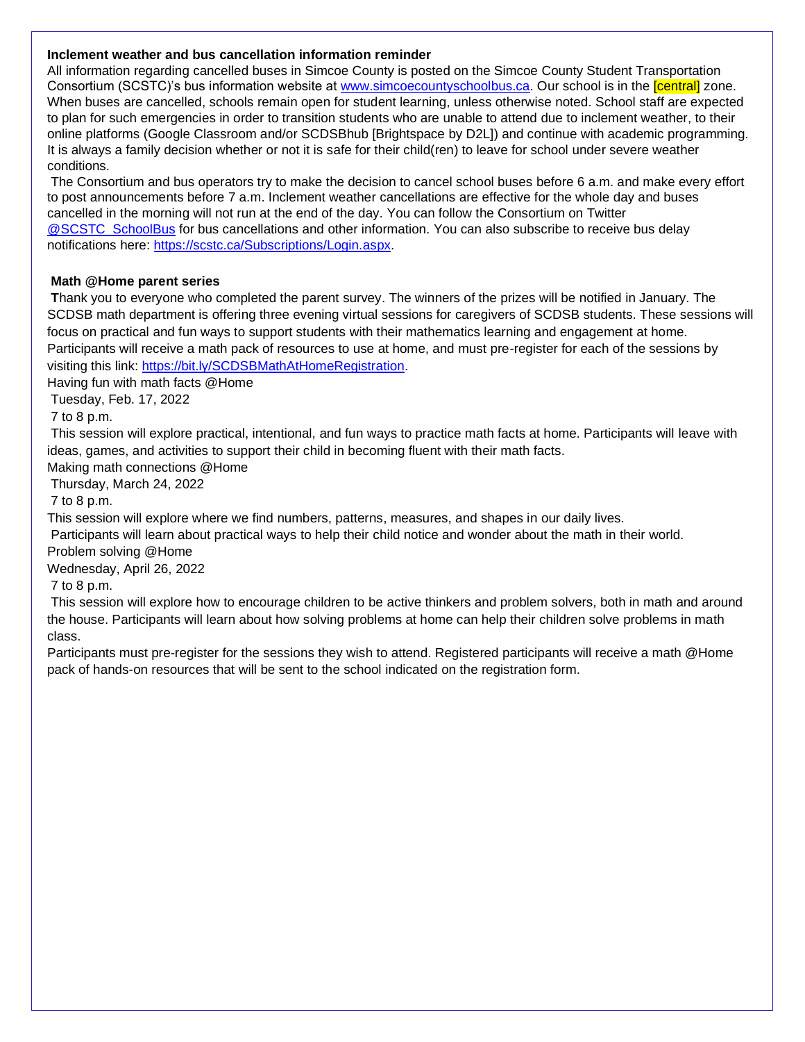**Inclement weather and bus cancellation information reminder**

All information regarding cancelled buses in Simcoe County is posted on the Simcoe County Student Transportation Consortium (SCSTC)'s bus information website at www.simcoecountyschoolbus.ca. Our school is in the [central] zone. When buses are cancelled, schools remain open for student learning, unless otherwise noted. School staff are expected to plan for such emergencies in order to transition students who are unable to attend due to inclement weather, to their online platforms (Google Classroom and/or SCDSBhub [Brightspace by D2L]) and continue with academic programming. It is always a family decision whether or not it is safe for their child(ren) to leave for school under severe weather conditions.

The Consortium and bus operators try to make the decision to cancel school buses before 6 a.m. and make every effort to post announcements before 7 a.m. Inclement weather cancellations are effective for the whole day and buses cancelled in the morning will not run at the end of the day. You can follow the Consortium on Twitter @SCSTC_SchoolBus for bus cancellations and other information. You can also subscribe to receive bus delay notifications here: https://scstc.ca/Subscriptions/Login.aspx.

**Math @Home parent series**

Thank you to everyone who completed the parent survey. The winners of the prizes will be notified in January. The SCDSB math department is offering three evening virtual sessions for caregivers of SCDSB students. These sessions will focus on practical and fun ways to support students with their mathematics learning and engagement at home. Participants will receive a math pack of resources to use at home, and must pre-register for each of the sessions by visiting this link: https://bit.ly/SCDSBMathAtHomeRegistration.

Having fun with math facts @Home
Tuesday, Feb. 17, 2022
7 to 8 p.m.
This session will explore practical, intentional, and fun ways to practice math facts at home. Participants will leave with ideas, games, and activities to support their child in becoming fluent with their math facts.

Making math connections @Home
Thursday, March 24, 2022
7 to 8 p.m.
This session will explore where we find numbers, patterns, measures, and shapes in our daily lives.
Participants will learn about practical ways to help their child notice and wonder about the math in their world.

Problem solving @Home
Wednesday, April 26, 2022
7 to 8 p.m.
This session will explore how to encourage children to be active thinkers and problem solvers, both in math and around the house. Participants will learn about how solving problems at home can help their children solve problems in math class.

Participants must pre-register for the sessions they wish to attend. Registered participants will receive a math @Home pack of hands-on resources that will be sent to the school indicated on the registration form.